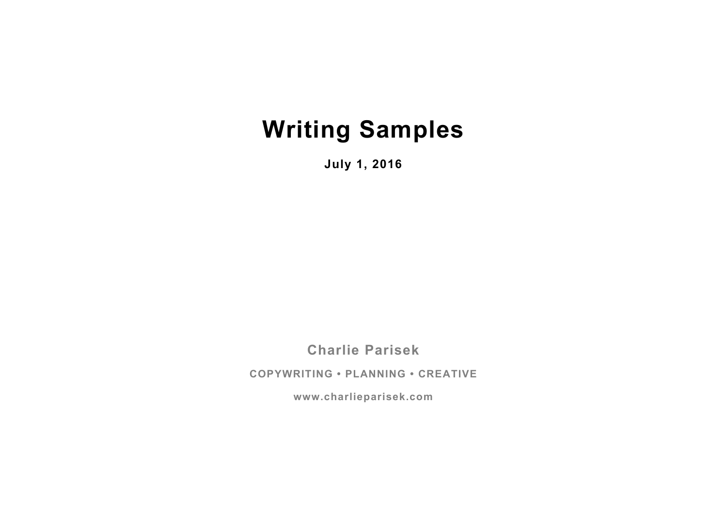# Writing Samples

**July 1, 2016**

**Charlie Parisek**

**COPYWRITING • PLANNING • CREATIVE**

**www.charlieparisek.com**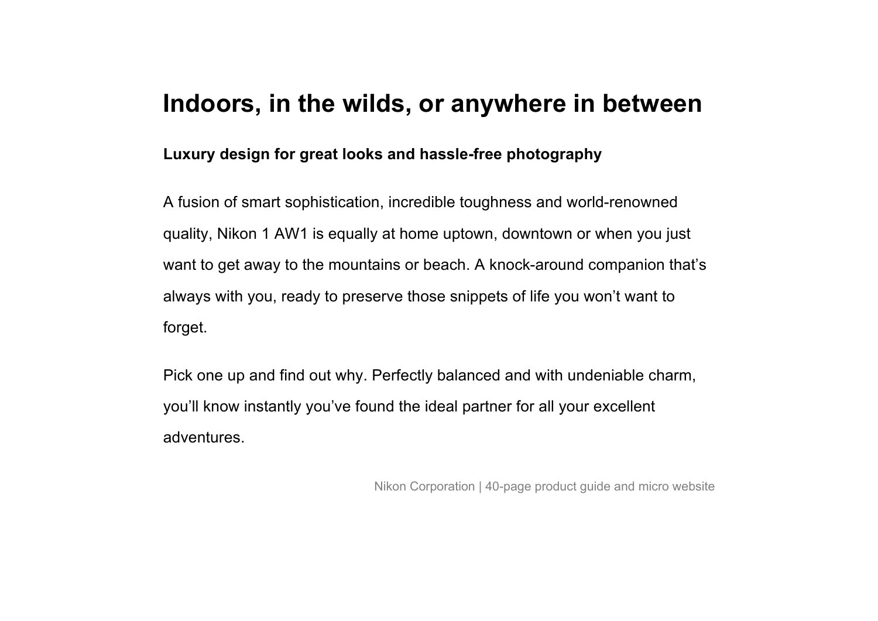# Indoors, in the wilds, or anywhere in between

**Luxury design for great looks and hassle-free photography**

A fusion of smart sophistication, incredible toughness and world-renowned quality, Nikon 1 AW1 is equally at home uptown, downtown or when you just want to get away to the mountains or beach. A knock-around companion that's always with you, ready to preserve those snippets of life you won't want to forget.

Pick one up and find out why. Perfectly balanced and with undeniable charm, you'll know instantly you've found the ideal partner for all your excellent adventures.

Nikon Corporation | 40-page product guide and micro website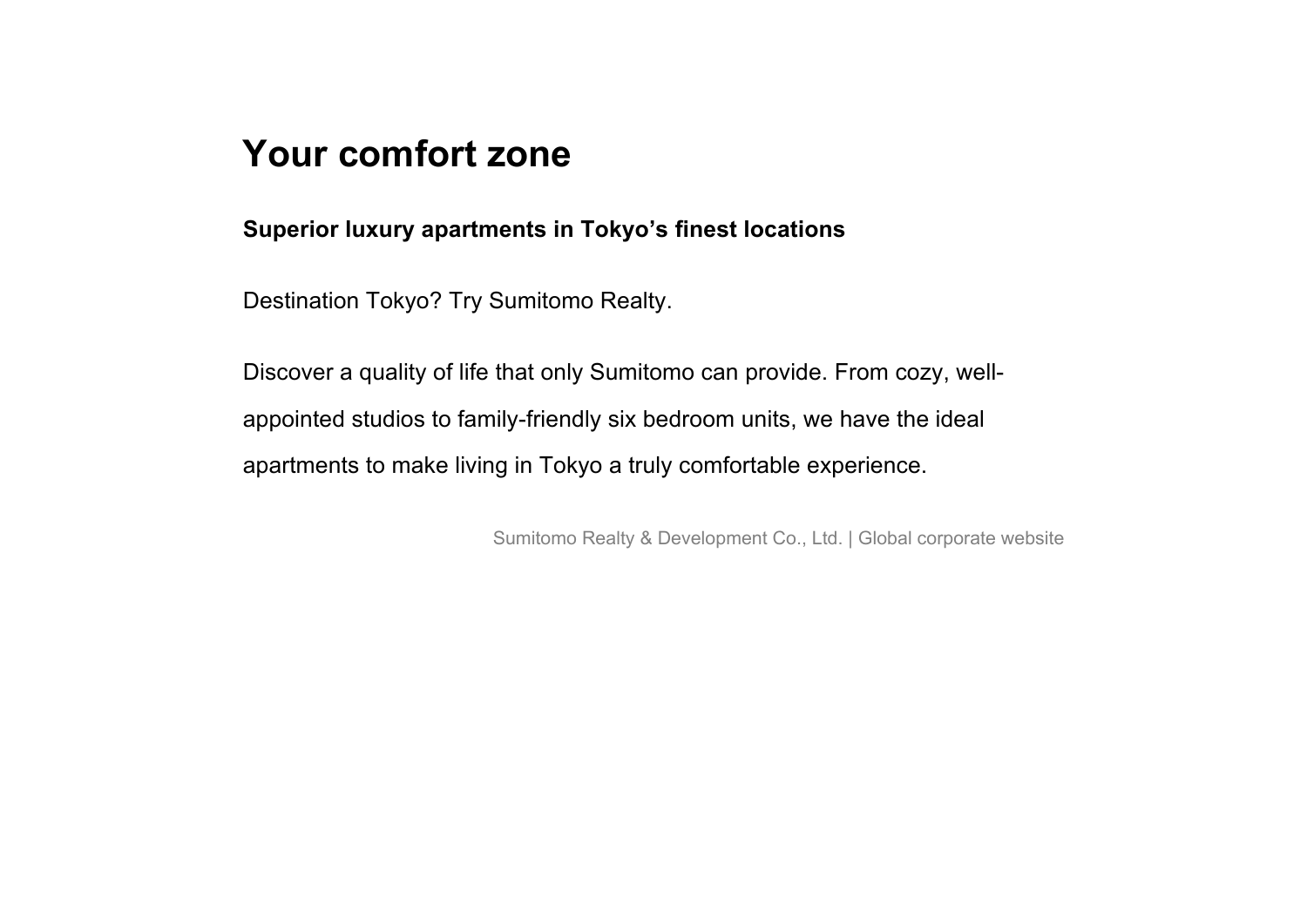# Your comfort zone

**Superior luxury apartments in Tokyo's finest locations**

Destination Tokyo? Try Sumitomo Realty.

Discover a quality of life that only Sumitomo can provide. From cozy, well-appointed studios to family-friendly six bedroom units, we have the ideal apartments to make living in Tokyo a truly comfortable experience.

Sumitomo Realty & Development Co., Ltd. | Global corporate website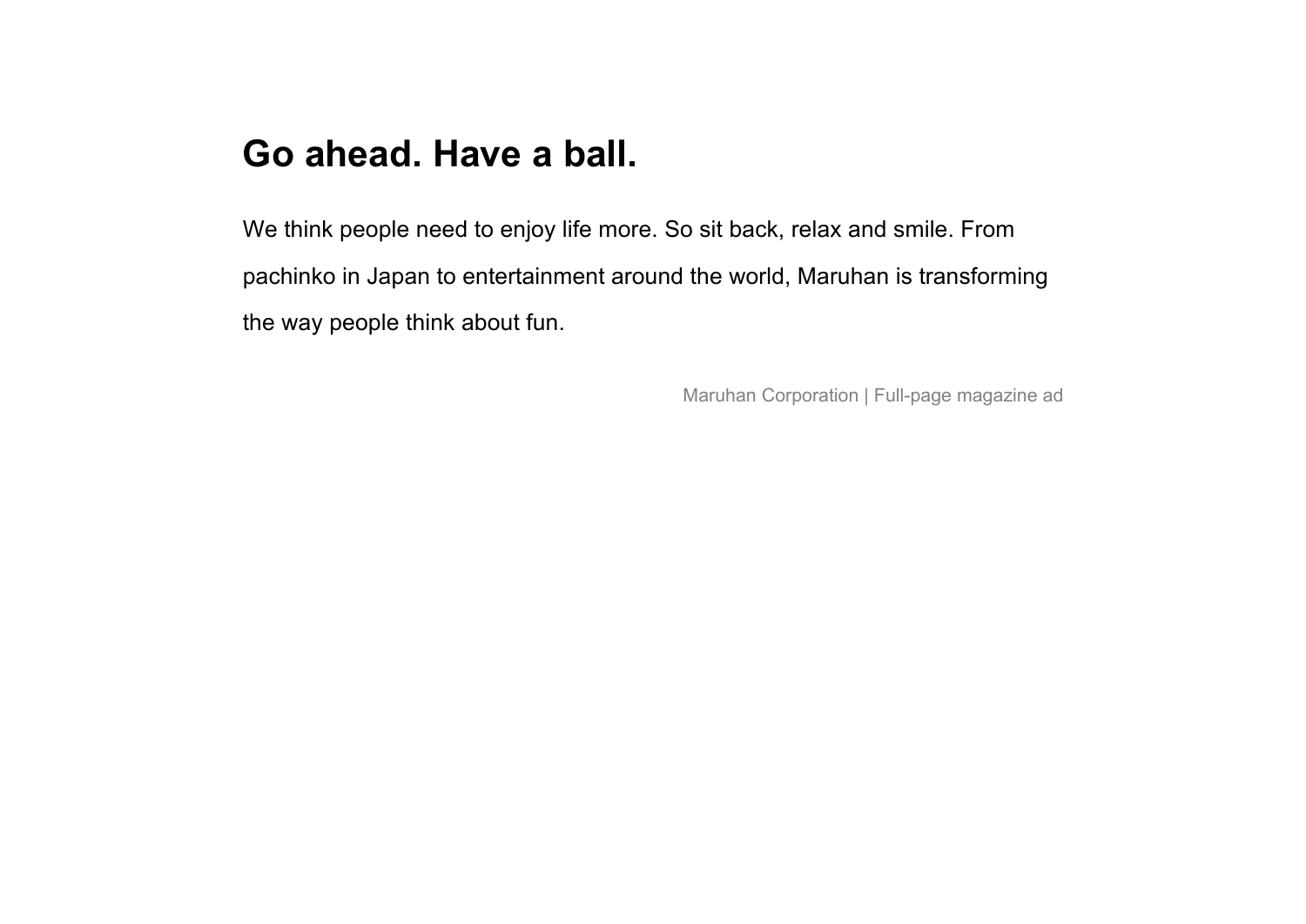# Go ahead. Have a ball.

We think people need to enjoy life more. So sit back, relax and smile. From pachinko in Japan to entertainment around the world, Maruhan is transforming the way people think about fun.

Maruhan Corporation | Full-page magazine ad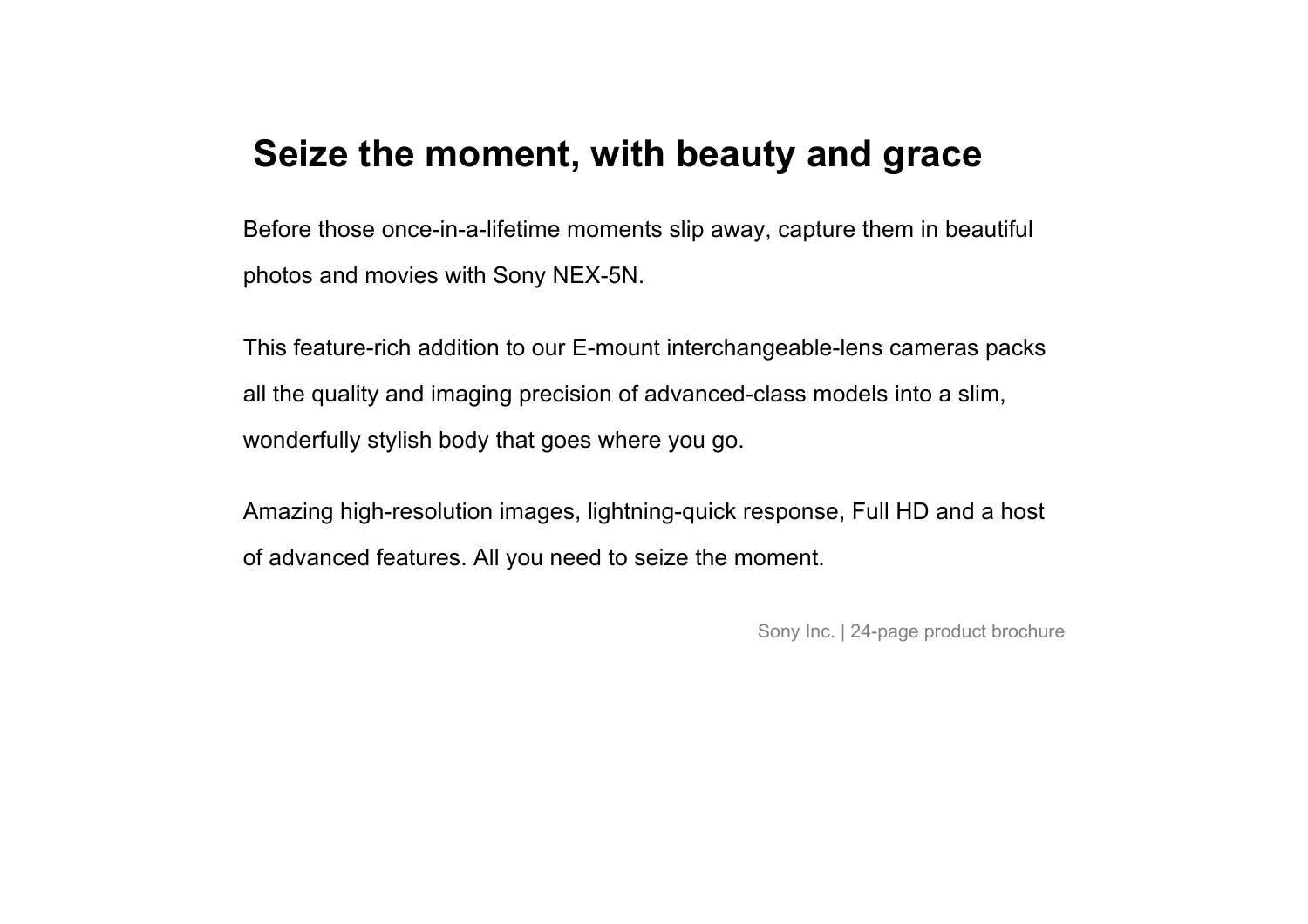# Seize the moment, with beauty and grace

Before those once-in-a-lifetime moments slip away, capture them in beautiful photos and movies with Sony NEX-5N.

This feature-rich addition to our E-mount interchangeable-lens cameras packs all the quality and imaging precision of advanced-class models into a slim, wonderfully stylish body that goes where you go.

Amazing high-resolution images, lightning-quick response, Full HD and a host of advanced features. All you need to seize the moment.

Sony Inc. | 24-page product brochure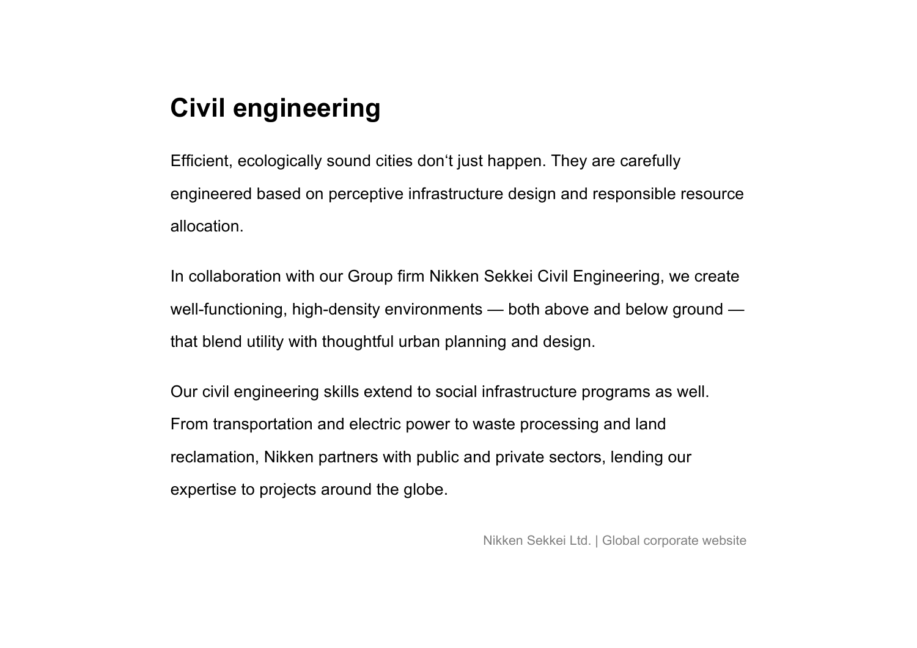## Civil engineering

Efficient, ecologically sound cities don‘t just happen. They are carefully engineered based on perceptive infrastructure design and responsible resource allocation.

In collaboration with our Group firm Nikken Sekkei Civil Engineering, we create well-functioning, high-density environments — both above and below ground — that blend utility with thoughtful urban planning and design.

Our civil engineering skills extend to social infrastructure programs as well. From transportation and electric power to waste processing and land reclamation, Nikken partners with public and private sectors, lending our expertise to projects around the globe.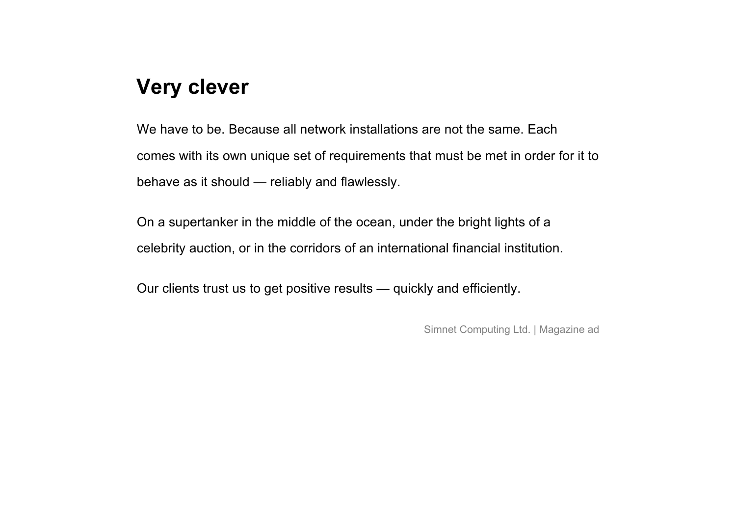# Very clever

We have to be. Because all network installations are not the same. Each comes with its own unique set of requirements that must be met in order for it to behave as it should — reliably and flawlessly.

On a supertanker in the middle of the ocean, under the bright lights of a celebrity auction, or in the corridors of an international financial institution.

Our clients trust us to get positive results — quickly and efficiently.

Simnet Computing Ltd. | Magazine ad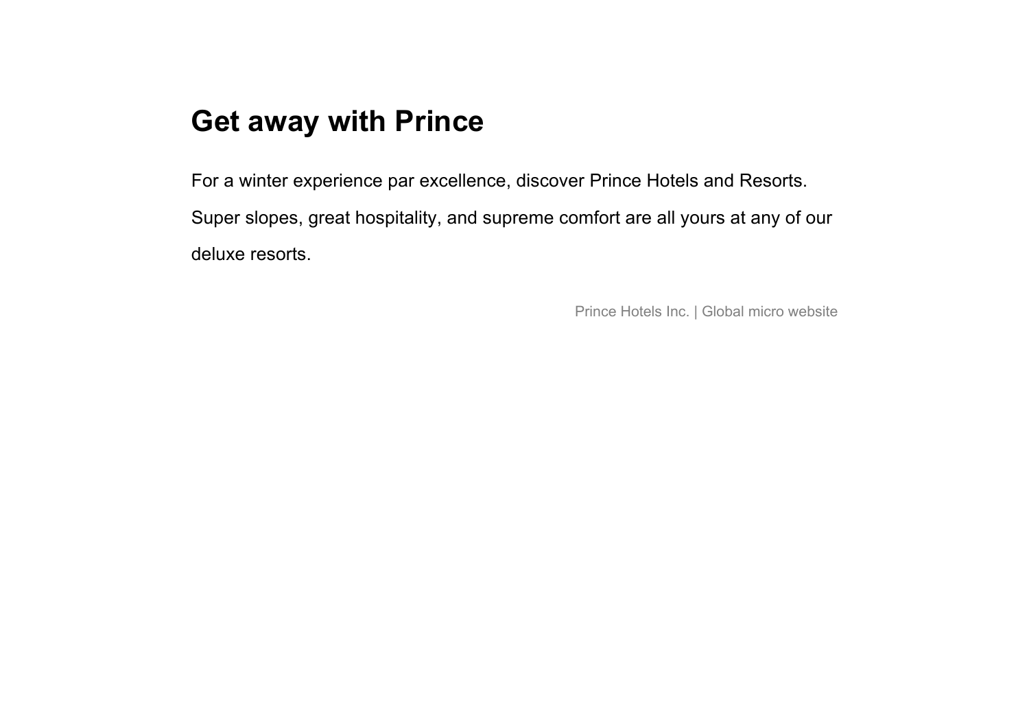# Get away with Prince

For a winter experience par excellence, discover Prince Hotels and Resorts. Super slopes, great hospitality, and supreme comfort are all yours at any of our deluxe resorts.

Prince Hotels Inc. | Global micro website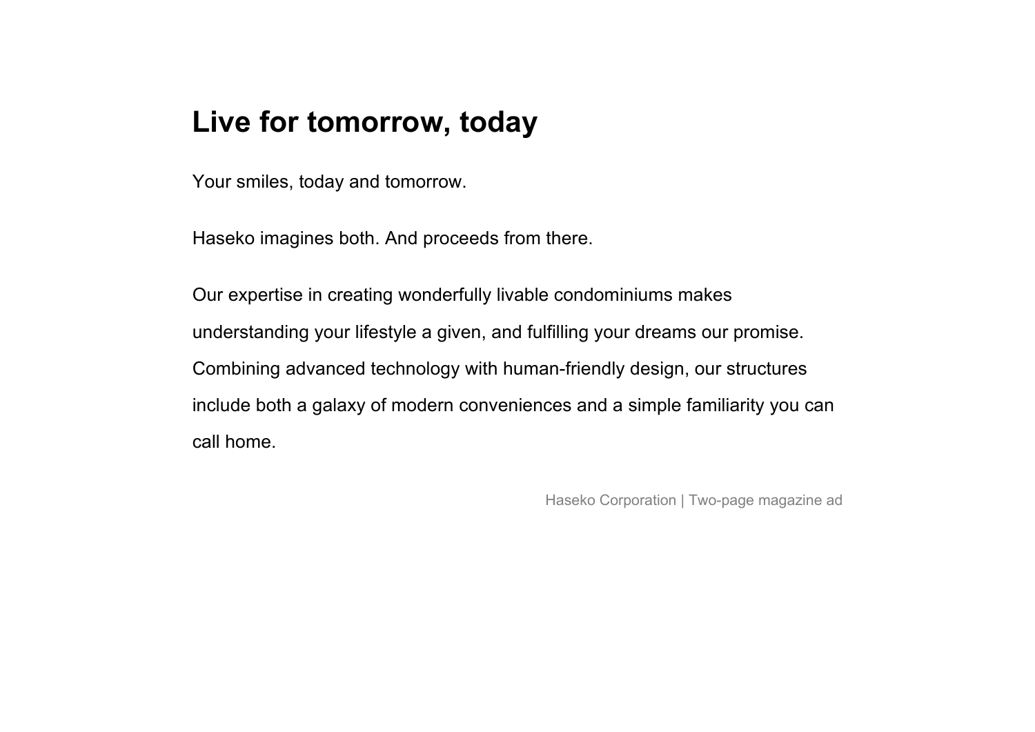## Live for tomorrow, today

Your smiles, today and tomorrow.

Haseko imagines both. And proceeds from there.

Our expertise in creating wonderfully livable condominiums makes understanding your lifestyle a given, and fulfilling your dreams our promise. Combining advanced technology with human-friendly design, our structures include both a galaxy of modern conveniences and a simple familiarity you can call home.

Haseko Corporation | Two-page magazine ad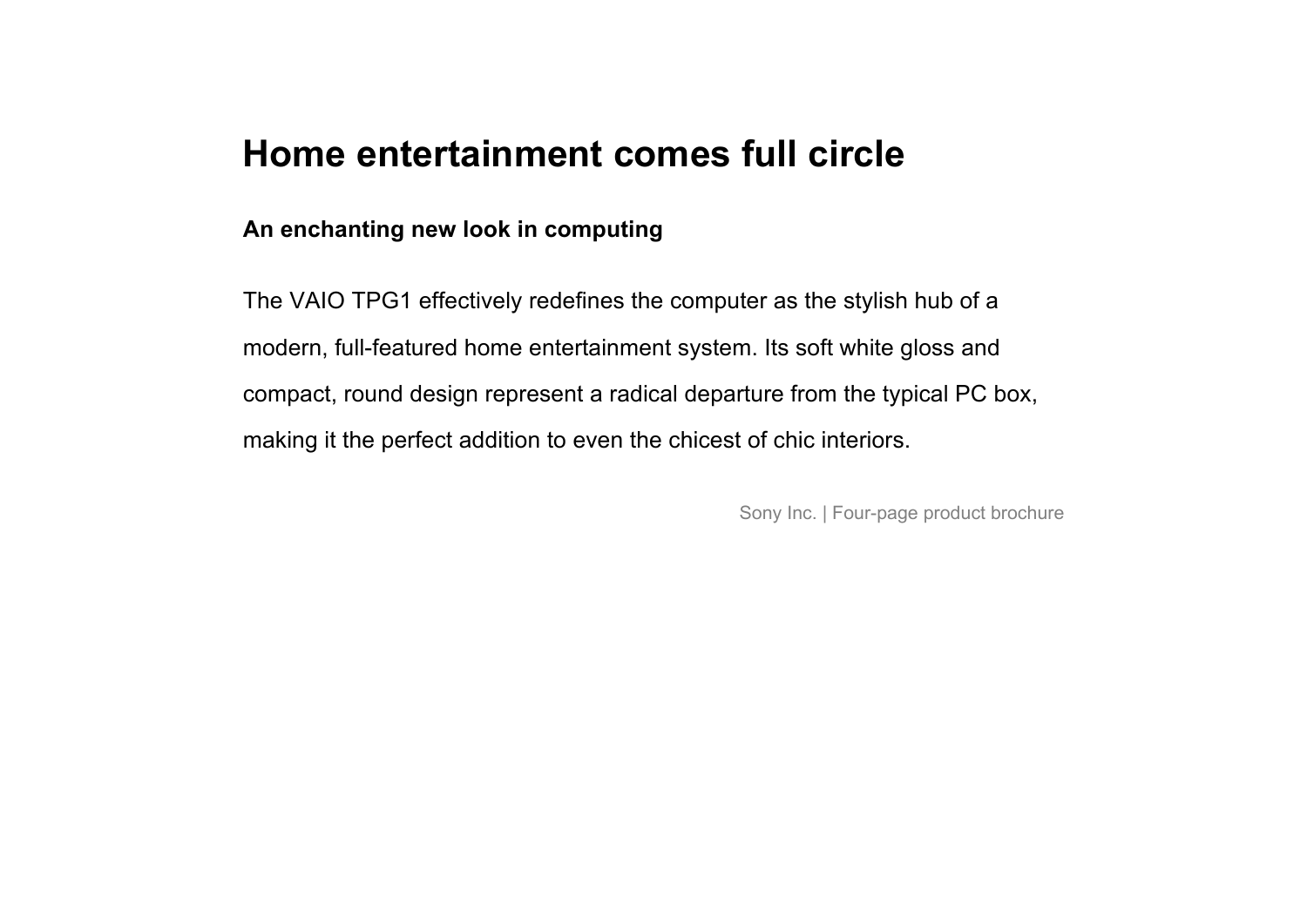# Home entertainment comes full circle

**An enchanting new look in computing**

The VAIO TPG1 effectively redefines the computer as the stylish hub of a modern, full-featured home entertainment system. Its soft white gloss and compact, round design represent a radical departure from the typical PC box, making it the perfect addition to even the chicest of chic interiors.

Sony Inc. | Four-page product brochure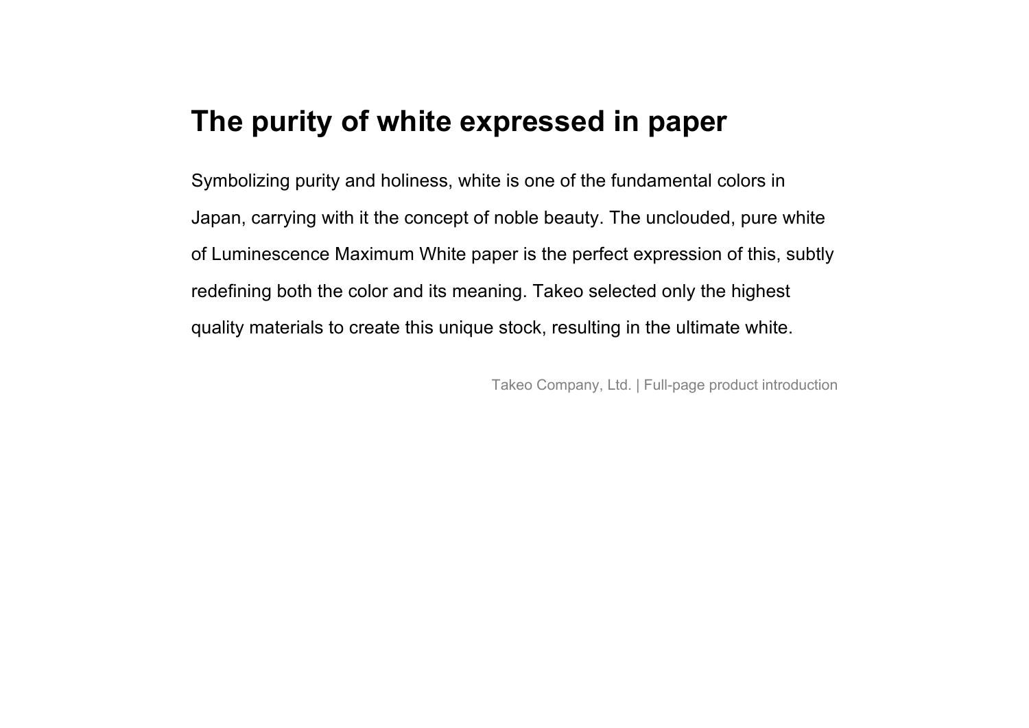# The purity of white expressed in paper

Symbolizing purity and holiness, white is one of the fundamental colors in Japan, carrying with it the concept of noble beauty. The unclouded, pure white of Luminescence Maximum White paper is the perfect expression of this, subtly redefining both the color and its meaning. Takeo selected only the highest quality materials to create this unique stock, resulting in the ultimate white.

Takeo Company, Ltd. | Full-page product introduction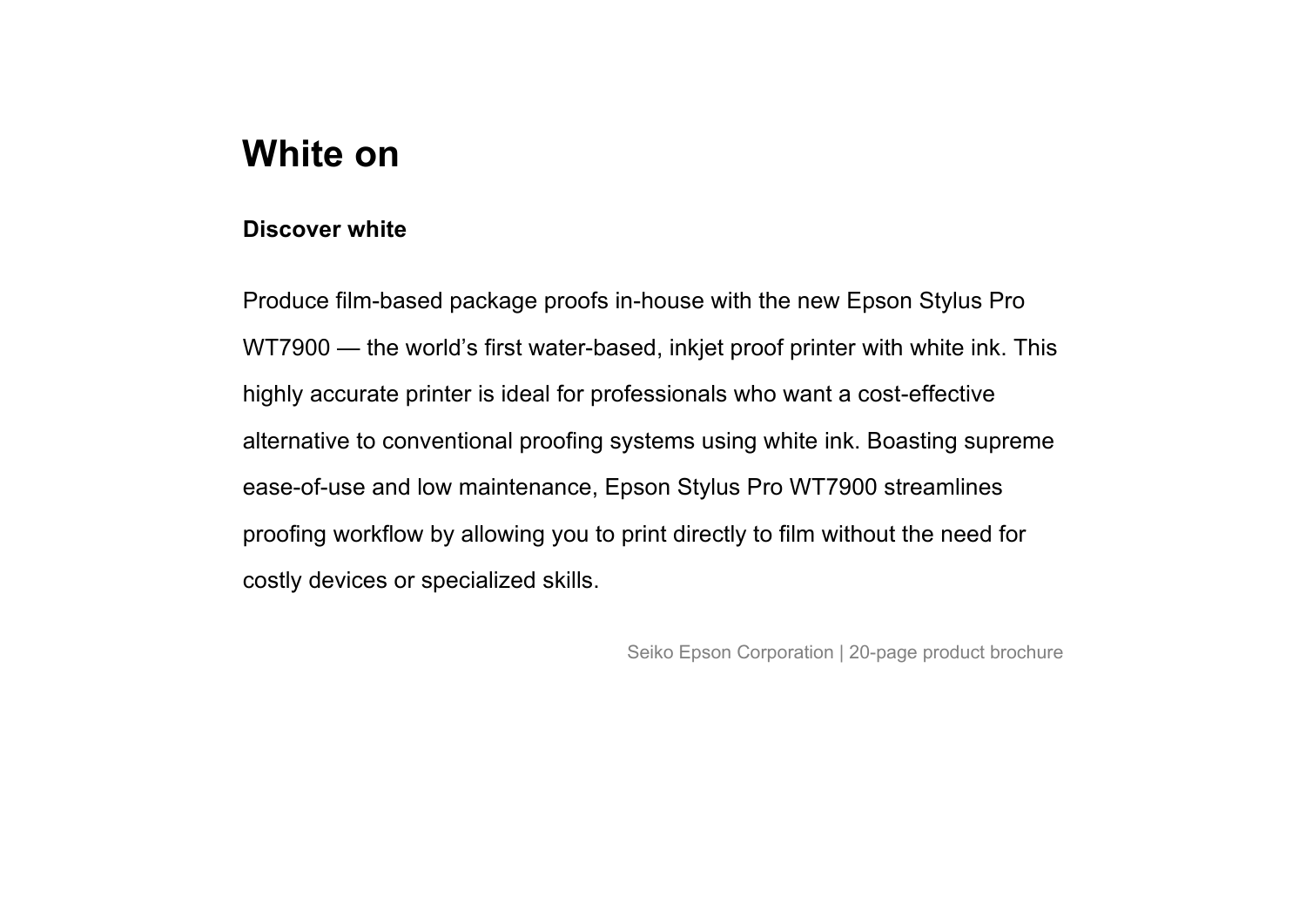# White on

### Discover white

Produce film-based package proofs in-house with the new Epson Stylus Pro WT7900 — the world's first water-based, inkjet proof printer with white ink. This highly accurate printer is ideal for professionals who want a cost-effective alternative to conventional proofing systems using white ink. Boasting supreme ease-of-use and low maintenance, Epson Stylus Pro WT7900 streamlines proofing workflow by allowing you to print directly to film without the need for costly devices or specialized skills.

Seiko Epson Corporation | 20-page product brochure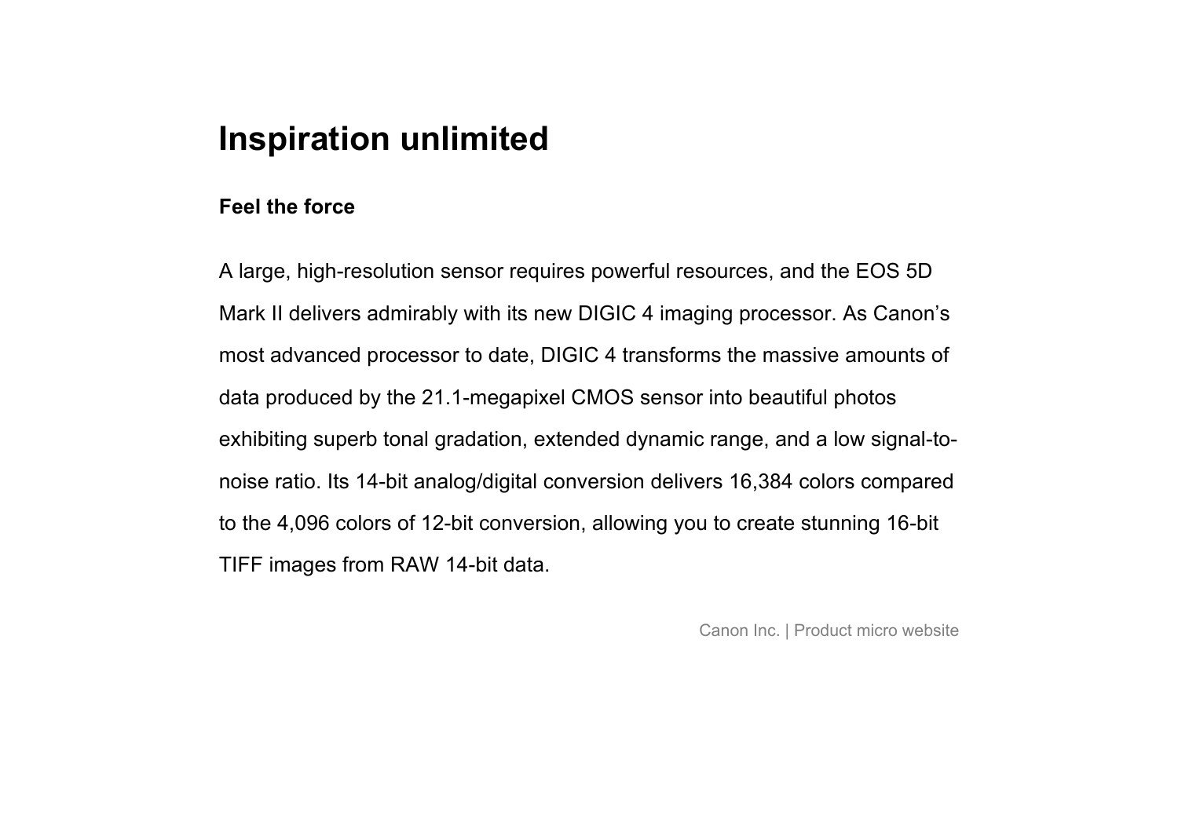# Inspiration unlimited

**Feel the force**

A large, high-resolution sensor requires powerful resources, and the EOS 5D Mark II delivers admirably with its new DIGIC 4 imaging processor. As Canon's most advanced processor to date, DIGIC 4 transforms the massive amounts of data produced by the 21.1-megapixel CMOS sensor into beautiful photos exhibiting superb tonal gradation, extended dynamic range, and a low signal-to-noise ratio. Its 14-bit analog/digital conversion delivers 16,384 colors compared to the 4,096 colors of 12-bit conversion, allowing you to create stunning 16-bit TIFF images from RAW 14-bit data.

Canon Inc. | Product micro website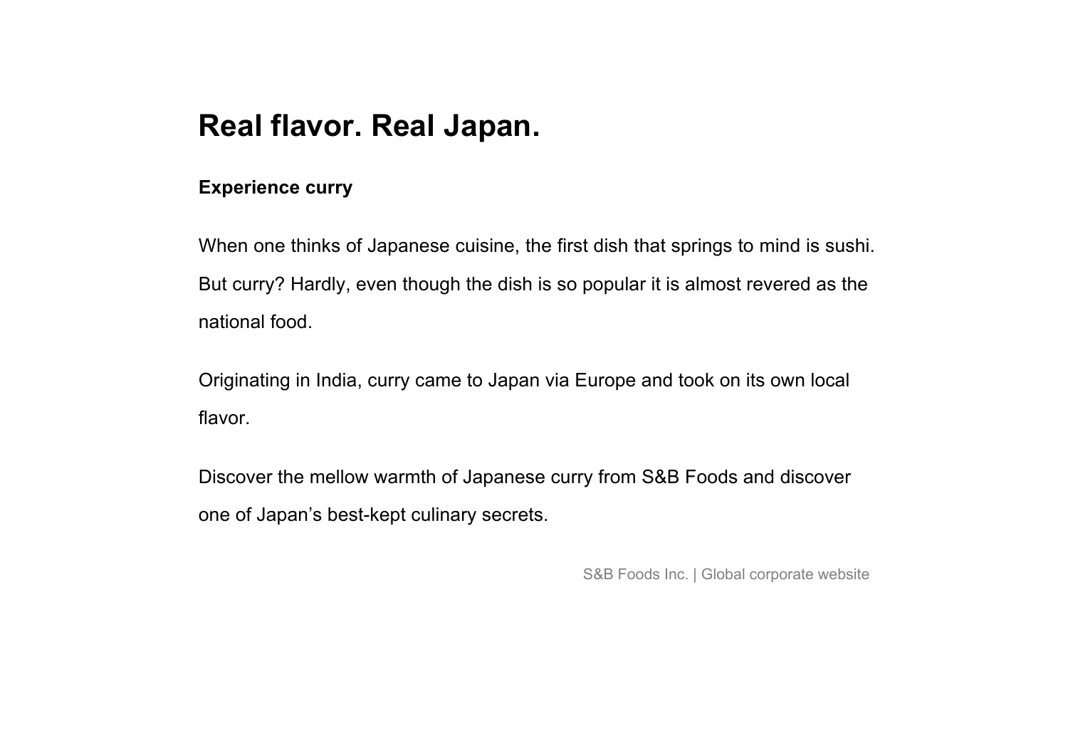# Real flavor. Real Japan.

**Experience curry**

When one thinks of Japanese cuisine, the first dish that springs to mind is sushi. But curry? Hardly, even though the dish is so popular it is almost revered as the national food.

Originating in India, curry came to Japan via Europe and took on its own local flavor.

Discover the mellow warmth of Japanese curry from S&B Foods and discover one of Japan's best-kept culinary secrets.

S&B Foods Inc. | Global corporate website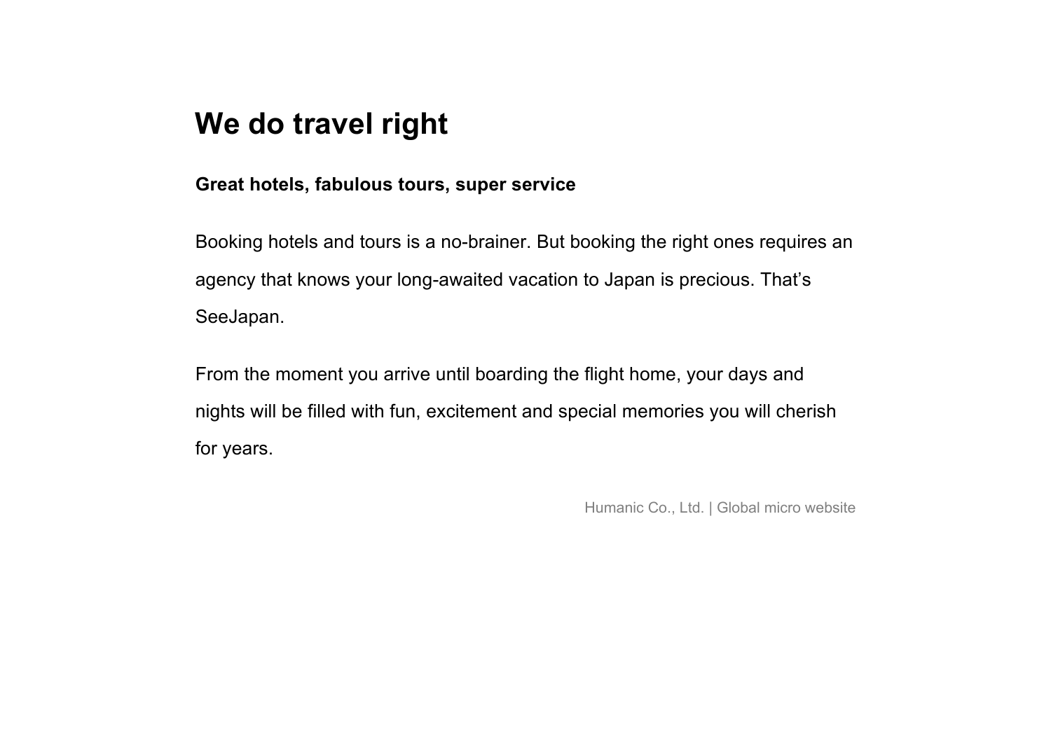# We do travel right

**Great hotels, fabulous tours, super service**

Booking hotels and tours is a no-brainer. But booking the right ones requires an agency that knows your long-awaited vacation to Japan is precious. That’s SeeJapan.

From the moment you arrive until boarding the flight home, your days and nights will be filled with fun, excitement and special memories you will cherish for years.

Humanic Co., Ltd. | Global micro website